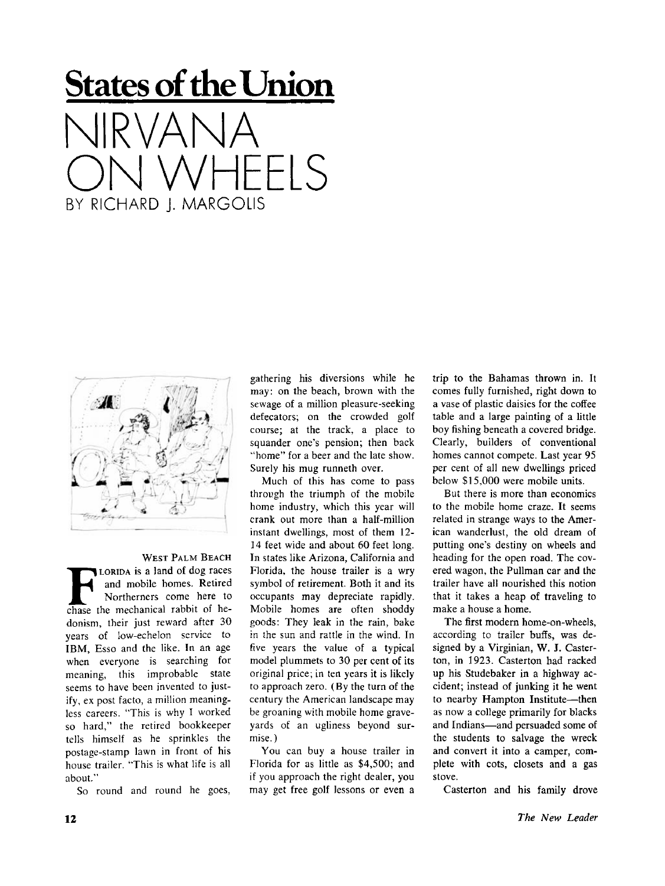## States of the Union

# NIRVANA ON WHEELS

BY RICHARD J. MARGOLIS

WEST PALM BEACH

FLORIDA is a land of dog races and mobile homes. Retired Northerners come here to chase the mechanical rabbit of hedonism, their just reward after 30 years of low-echelon service to IBM, Esso and the like. In an age when everyone is searching for meaning, this improbable state seems to have been invented to justify, ex post facto, a million meaningless careers. "This is why I worked so hard," the retired bookkeeper tells himself as he sprinkles the postage-stamp lawn in front of his house trailer. "This is what life is all about."

So round and round he goes, gathering his diversions while he may: on the beach, brown with the sewage of a million pleasure-seeking defecators; on the crowded golf course; at the track, a place to squander one's pension; then back "home" for a beer and the late show. Surely his mug runneth over.

Much of this has come to pass through the triumph of the mobile home industry, which this year will crank out more than a half-million instant dwellings, most of them 12-14 feet wide and about 60 feet long. In states like Arizona, California and Florida, the house trailer is a wry symbol of retirement. Both it and its occupants may depreciate rapidly. Mobile homes are often shoddy goods: They leak in the rain, bake in the sun and rattle in the wind. In five years the value of a typical model plummets to 30 per cent of its original price; in ten years it is likely to approach zero. (By the turn of the century the American landscape may be groaning with mobile home graveyards of an ugliness beyond surmise.)

You can buy a house trailer in Florida for as little as $4,500; and if you approach the right dealer, you may get free golf lessons or even a trip to the Bahamas thrown in. It comes fully furnished, right down to a vase of plastic daisies for the coffee table and a large painting of a little boy fishing beneath a covered bridge. Clearly, builders of conventional homes cannot compete. Last year 95 per cent of all new dwellings priced below $15,000 were mobile units.

But there is more than economics to the mobile home craze. It seems related in strange ways to the American wanderlust, the old dream of putting one's destiny on wheels and heading for the open road. The covered wagon, the Pullman car and the trailer have all nourished this notion that it takes a heap of traveling to make a house a home.

The first modern home-on-wheels, according to trailer buffs, was designed by a Virginian, W. J. Casterton, in 1923. Casterton had racked up his Studebaker in a highway accident; instead of junking it he went to nearby Hampton Institute—then as now a college primarily for blacks and Indians—and persuaded some of the students to salvage the wreck and convert it into a camper, complete with cots, closets and a gas stove.

Casterton and his family drove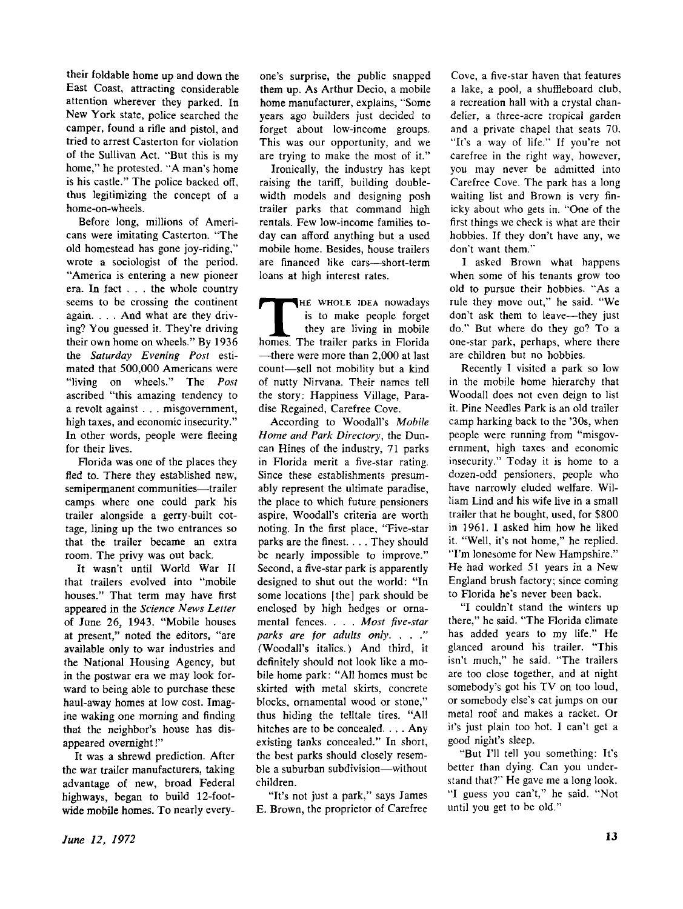their foldable home up and down the East Coast, attracting considerable attention wherever they parked. In New York state, police searched the camper, found a rifle and pistol, and tried to arrest Casterton for violation of the Sullivan Act. "But this is my home," he protested. "A man's home is his castle." The police backed off, thus legitimizing the concept of a home-on-wheels.

Before long, millions of Americans were imitating Casterton. "The old homestead has gone joy-riding," wrote a sociologist of the period. "America is entering a new pioneer era. In fact . . . the whole country seems to be crossing the continent again. . . . And what are they driving? You guessed it. They're driving their own home on wheels." By 1936 the *Saturday Evening Post* estimated that 500,000 Americans were "living on wheels." The *Post* ascribed "this amazing tendency to a revolt against . . . misgovernment, high taxes, and economic insecurity." In other words, people were fleeing for their lives.

Florida was one of the places they fled to. There they established new, semipermanent communities—trailer camps where one could park his trailer alongside a gerry-built cottage, lining up the two entrances so that the trailer became an extra room. The privy was out back.

It wasn't until World War II that trailers evolved into "mobile houses." That term may have first appeared in the *Science News Letter* of June 26, 1943. "Mobile houses at present," noted the editors, "are available only to war industries and the National Housing Agency, but in the postwar era we may look forward to being able to purchase these haul-away homes at low cost. Imagine waking one morning and finding that the neighbor's house has disappeared overnight!"

It was a shrewd prediction. After the war trailer manufacturers, taking advantage of new, broad Federal highways, began to build 12-foot-wide mobile homes. To nearly everyone's surprise, the public snapped them up. As Arthur Decio, a mobile home manufacturer, explains, "Some years ago builders just decided to forget about low-income groups. This was our opportunity, and we are trying to make the most of it."

Ironically, the industry has kept raising the tariff, building double-width models and designing posh trailer parks that command high rentals. Few low-income families today can afford anything but a used mobile home. Besides, house trailers are financed like cars—short-term loans at high interest rates.

THE WHOLE IDEA nowadays is to make people forget they are living in mobile homes. The trailer parks in Florida—there were more than 2,000 at last count—sell not mobility but a kind of nutty Nirvana. Their names tell the story: Happiness Village, Paradise Regained, Carefree Cove.

According to Woodall's *Mobile Home and Park Directory*, the Duncan Hines of the industry, 71 parks in Florida merit a five-star rating. Since these establishments presumably represent the ultimate paradise, the place to which future pensioners aspire, Woodall's criteria are worth noting. In the first place, "Five-star parks are the finest. . . . They should be nearly impossible to improve." Second, a five-star park is apparently designed to shut out the world: "In some locations [the] park should be enclosed by high hedges or ornamental fences. . . . *Most five-star parks are for adults only. . . .*" (Woodall's italics.) And third, it definitely should not look like a mobile home park: "All homes must be skirted with metal skirts, concrete blocks, ornamental wood or stone," thus hiding the telltale tires. "All hitches are to be concealed. . . . Any existing tanks concealed." In short, the best parks should closely resemble a suburban subdivision—without children.

"It's not just a park," says James E. Brown, the proprietor of Carefree Cove, a five-star haven that features a lake, a pool, a shuffleboard club, a recreation hall with a crystal chandelier, a three-acre tropical garden and a private chapel that seats 70. "It's a way of life." If you're not carefree in the right way, however, you may never be admitted into Carefree Cove. The park has a long waiting list and Brown is very finicky about who gets in. "One of the first things we check is what are their hobbies. If they don't have any, we don't want them."

I asked Brown what happens when some of his tenants grow too old to pursue their hobbies. "As a rule they move out," he said. "We don't ask them to leave—they just do." But where do they go? To a one-star park, perhaps, where there are children but no hobbies.

Recently I visited a park so low in the mobile home hierarchy that Woodall does not even deign to list it. Pine Needles Park is an old trailer camp harking back to the '30s, when people were running from "misgovernment, high taxes and economic insecurity." Today it is home to a dozen-odd pensioners, people who have narrowly eluded welfare. William Lind and his wife live in a small trailer that he bought, used, for $800 in 1961. I asked him how he liked it. "Well, it's not home," he replied. "I'm lonesome for New Hampshire." He had worked 51 years in a New England brush factory; since coming to Florida he's never been back.

"I couldn't stand the winters up there," he said. "The Florida climate has added years to my life." He glanced around his trailer. "This isn't much," he said. "The trailers are too close together, and at night somebody's got his TV on too loud, or somebody else's cat jumps on our metal roof and makes a racket. Or it's just plain too hot. I can't get a good night's sleep.

"But I'll tell you something: It's better than dying. Can you understand that?" He gave me a long look. "I guess you can't," he said. "Not until you get to be old."